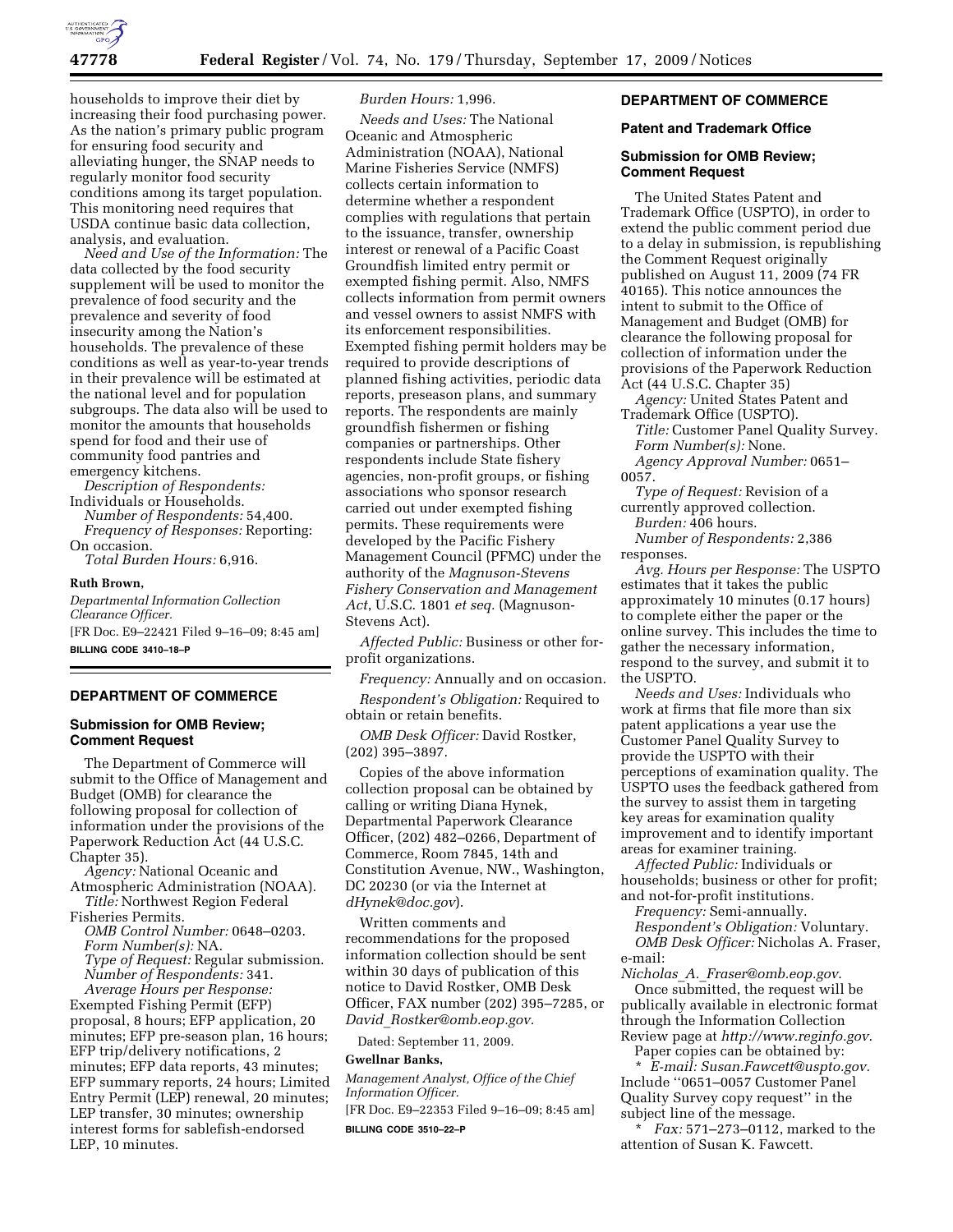households to improve their diet by increasing their food purchasing power. As the nation's primary public program for ensuring food security and alleviating hunger, the SNAP needs to regularly monitor food security conditions among its target population. This monitoring need requires that USDA continue basic data collection, analysis, and evaluation.

*Need and Use of the Information:* The data collected by the food security supplement will be used to monitor the prevalence of food security and the prevalence and severity of food insecurity among the Nation's households. The prevalence of these conditions as well as year-to-year trends in their prevalence will be estimated at the national level and for population subgroups. The data also will be used to monitor the amounts that households spend for food and their use of community food pantries and emergency kitchens.

*Description of Respondents:* Individuals or Households.

*Number of Respondents:* 54,400.

*Frequency of Responses:* Reporting: On occasion.

*Total Burden Hours:* 6,916.

**Ruth Brown,**

*Departmental Information Collection Clearance Officer.*

[FR Doc. E9–22421 Filed 9–16–09; 8:45 am]

**BILLING CODE 3410–18–P**

## DEPARTMENT OF COMMERCE

### Submission for OMB Review; Comment Request

The Department of Commerce will submit to the Office of Management and Budget (OMB) for clearance the following proposal for collection of information under the provisions of the Paperwork Reduction Act (44 U.S.C. Chapter 35).

*Agency:* National Oceanic and Atmospheric Administration (NOAA).

*Title:* Northwest Region Federal Fisheries Permits.

*OMB Control Number:* 0648–0203.

*Form Number(s):* NA.

*Type of Request:* Regular submission.

*Number of Respondents:* 341.

*Average Hours per Response:* Exempted Fishing Permit (EFP) proposal, 8 hours; EFP application, 20 minutes; EFP pre-season plan, 16 hours; EFP trip/delivery notifications, 2 minutes; EFP data reports, 43 minutes; EFP summary reports, 24 hours; Limited Entry Permit (LEP) renewal, 20 minutes; LEP transfer, 30 minutes; ownership interest forms for sablefish-endorsed LEP, 10 minutes.

*Burden Hours:* 1,996.

*Needs and Uses:* The National Oceanic and Atmospheric Administration (NOAA), National Marine Fisheries Service (NMFS) collects certain information to determine whether a respondent complies with regulations that pertain to the issuance, transfer, ownership interest or renewal of a Pacific Coast Groundfish limited entry permit or exempted fishing permit. Also, NMFS collects information from permit owners and vessel owners to assist NMFS with its enforcement responsibilities. Exempted fishing permit holders may be required to provide descriptions of planned fishing activities, periodic data reports, preseason plans, and summary reports. The respondents are mainly groundfish fishermen or fishing companies or partnerships. Other respondents include State fishery agencies, non-profit groups, or fishing associations who sponsor research carried out under exempted fishing permits. These requirements were developed by the Pacific Fishery Management Council (PFMC) under the authority of the *Magnuson-Stevens Fishery Conservation and Management Act*, U.S.C. 1801 *et seq.* (Magnuson-Stevens Act).

*Affected Public:* Business or other for-profit organizations.

*Frequency:* Annually and on occasion.

*Respondent's Obligation:* Required to obtain or retain benefits.

*OMB Desk Officer:* David Rostker, (202) 395–3897.

Copies of the above information collection proposal can be obtained by calling or writing Diana Hynek, Departmental Paperwork Clearance Officer, (202) 482–0266, Department of Commerce, Room 7845, 14th and Constitution Avenue, NW., Washington, DC 20230 (or via the Internet at *dHynek@doc.gov*).

Written comments and recommendations for the proposed information collection should be sent within 30 days of publication of this notice to David Rostker, OMB Desk Officer, FAX number (202) 395–7285, or *David_Rostker@omb.eop.gov.*

Dated: September 11, 2009.

**Gwellnar Banks,**

*Management Analyst, Office of the Chief Information Officer.*

[FR Doc. E9–22353 Filed 9–16–09; 8:45 am]

**BILLING CODE 3510–22–P**

## DEPARTMENT OF COMMERCE

### Patent and Trademark Office

### Submission for OMB Review; Comment Request

The United States Patent and Trademark Office (USPTO), in order to extend the public comment period due to a delay in submission, is republishing the Comment Request originally published on August 11, 2009 (74 FR 40165). This notice announces the intent to submit to the Office of Management and Budget (OMB) for clearance the following proposal for collection of information under the provisions of the Paperwork Reduction Act (44 U.S.C. Chapter 35)

*Agency:* United States Patent and Trademark Office (USPTO).

*Title:* Customer Panel Quality Survey.

*Form Number(s):* None.

*Agency Approval Number:* 0651–0057.

*Type of Request:* Revision of a currently approved collection.

*Burden:* 406 hours.

*Number of Respondents:* 2,386 responses.

*Avg. Hours per Response:* The USPTO estimates that it takes the public approximately 10 minutes (0.17 hours) to complete either the paper or the online survey. This includes the time to gather the necessary information, respond to the survey, and submit it to the USPTO.

*Needs and Uses:* Individuals who work at firms that file more than six patent applications a year use the Customer Panel Quality Survey to provide the USPTO with their perceptions of examination quality. The USPTO uses the feedback gathered from the survey to assist them in targeting key areas for examination quality improvement and to identify important areas for examiner training.

*Affected Public:* Individuals or households; business or other for profit; and not-for-profit institutions.

*Frequency:* Semi-annually.

*Respondent's Obligation:* Voluntary.

*OMB Desk Officer:* Nicholas A. Fraser, e-mail: *Nicholas_A._Fraser@omb.eop.gov.*

Once submitted, the request will be publically available in electronic format through the Information Collection Review page at *http://www.reginfo.gov.*

Paper copies can be obtained by:

* *E-mail: Susan.Fawcett@uspto.gov.* Include ''0651–0057 Customer Panel Quality Survey copy request'' in the subject line of the message.
* *Fax:* 571–273–0112, marked to the attention of Susan K. Fawcett.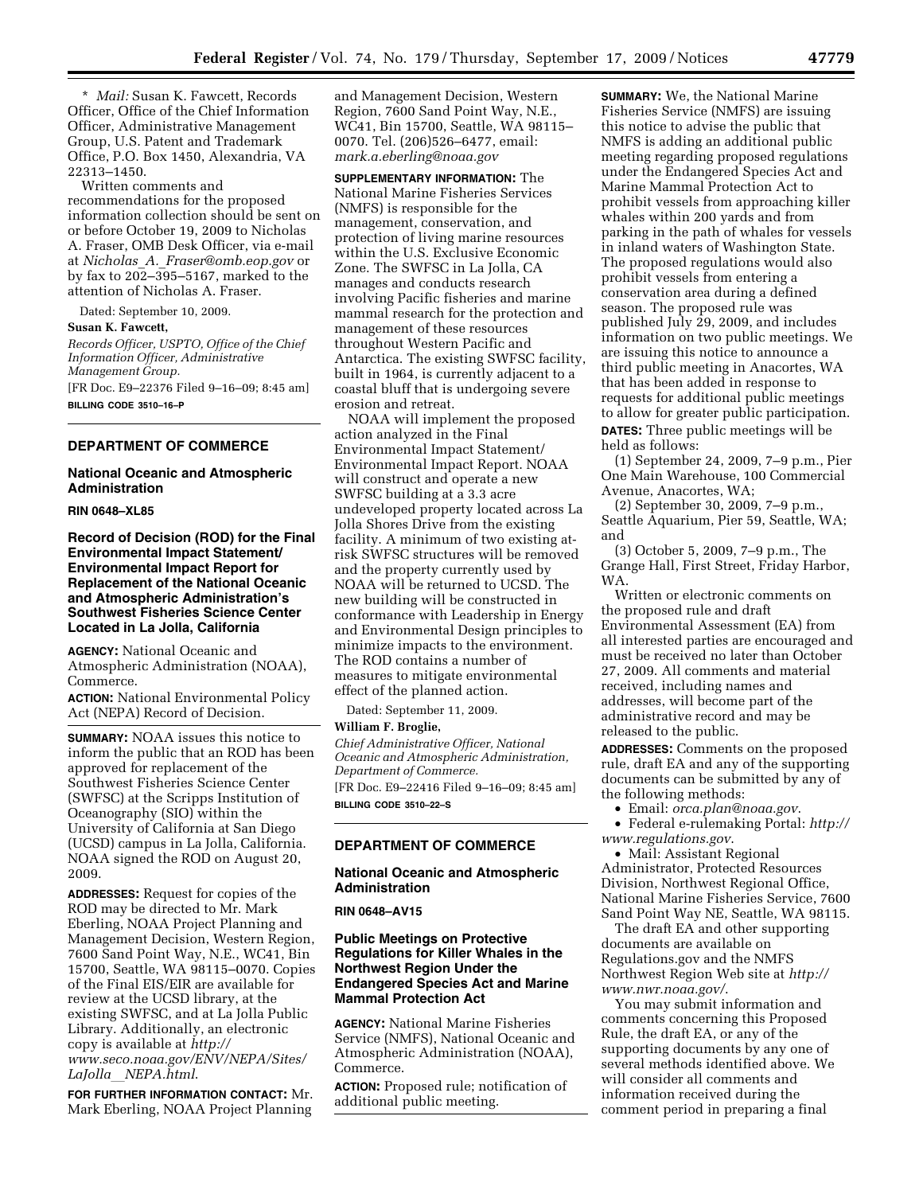* *Mail:* Susan K. Fawcett, Records Officer, Office of the Chief Information Officer, Administrative Management Group, U.S. Patent and Trademark Office, P.O. Box 1450, Alexandria, VA 22313–1450.

Written comments and recommendations for the proposed information collection should be sent on or before October 19, 2009 to Nicholas A. Fraser, OMB Desk Officer, via e-mail at *Nicholas_A._Fraser@omb.eop.gov* or by fax to 202–395–5167, marked to the attention of Nicholas A. Fraser.

Dated: September 10, 2009.

**Susan K. Fawcett,**

*Records Officer, USPTO, Office of the Chief Information Officer, Administrative Management Group.*

[FR Doc. E9–22376 Filed 9–16–09; 8:45 am]

**BILLING CODE 3510–16–P**

## DEPARTMENT OF COMMERCE

### National Oceanic and Atmospheric Administration

**RIN 0648–XL85**

### Record of Decision (ROD) for the Final Environmental Impact Statement/Environmental Impact Report for Replacement of the National Oceanic and Atmospheric Administration's Southwest Fisheries Science Center Located in La Jolla, California

**AGENCY:** National Oceanic and Atmospheric Administration (NOAA), Commerce.

**ACTION:** National Environmental Policy Act (NEPA) Record of Decision.

**SUMMARY:** NOAA issues this notice to inform the public that an ROD has been approved for replacement of the Southwest Fisheries Science Center (SWFSC) at the Scripps Institution of Oceanography (SIO) within the University of California at San Diego (UCSD) campus in La Jolla, California. NOAA signed the ROD on August 20, 2009.

**ADDRESSES:** Request for copies of the ROD may be directed to Mr. Mark Eberling, NOAA Project Planning and Management Decision, Western Region, 7600 Sand Point Way, N.E., WC41, Bin 15700, Seattle, WA 98115–0070. Copies of the Final EIS/EIR are available for review at the UCSD library, at the existing SWFSC, and at La Jolla Public Library. Additionally, an electronic copy is available at *http://www.seco.noaa.gov/ENV/NEPA/Sites/LaJolla__NEPA.html*.

**FOR FURTHER INFORMATION CONTACT:** Mr. Mark Eberling, NOAA Project Planning and Management Decision, Western Region, 7600 Sand Point Way, N.E., WC41, Bin 15700, Seattle, WA 98115–0070. Tel. (206)526–6477, email: *mark.a.eberling@noaa.gov*

**SUPPLEMENTARY INFORMATION:** The National Marine Fisheries Services (NMFS) is responsible for the management, conservation, and protection of living marine resources within the U.S. Exclusive Economic Zone. The SWFSC in La Jolla, CA manages and conducts research involving Pacific fisheries and marine mammal research for the protection and management of these resources throughout Western Pacific and Antarctica. The existing SWFSC facility, built in 1964, is currently adjacent to a coastal bluff that is undergoing severe erosion and retreat.

NOAA will implement the proposed action analyzed in the Final Environmental Impact Statement/Environmental Impact Report. NOAA will construct and operate a new SWFSC building at a 3.3 acre undeveloped property located across La Jolla Shores Drive from the existing facility. A minimum of two existing at-risk SWFSC structures will be removed and the property currently used by NOAA will be returned to UCSD. The new building will be constructed in conformance with Leadership in Energy and Environmental Design principles to minimize impacts to the environment. The ROD contains a number of measures to mitigate environmental effect of the planned action.

Dated: September 11, 2009.

**William F. Broglie,**

*Chief Administrative Officer, National Oceanic and Atmospheric Administration, Department of Commerce.*

[FR Doc. E9–22416 Filed 9–16–09; 8:45 am]

**BILLING CODE 3510–22–S**

## DEPARTMENT OF COMMERCE

### National Oceanic and Atmospheric Administration

**RIN 0648–AV15**

### Public Meetings on Protective Regulations for Killer Whales in the Northwest Region Under the Endangered Species Act and Marine Mammal Protection Act

**AGENCY:** National Marine Fisheries Service (NMFS), National Oceanic and Atmospheric Administration (NOAA), Commerce.

**ACTION:** Proposed rule; notification of additional public meeting.

**SUMMARY:** We, the National Marine Fisheries Service (NMFS) are issuing this notice to advise the public that NMFS is adding an additional public meeting regarding proposed regulations under the Endangered Species Act and Marine Mammal Protection Act to prohibit vessels from approaching killer whales within 200 yards and from parking in the path of whales for vessels in inland waters of Washington State. The proposed regulations would also prohibit vessels from entering a conservation area during a defined season. The proposed rule was published July 29, 2009, and includes information on two public meetings. We are issuing this notice to announce a third public meeting in Anacortes, WA that has been added in response to requests for additional public meetings to allow for greater public participation.

**DATES:** Three public meetings will be held as follows:

(1) September 24, 2009, 7–9 p.m., Pier One Main Warehouse, 100 Commercial Avenue, Anacortes, WA;

(2) September 30, 2009, 7–9 p.m., Seattle Aquarium, Pier 59, Seattle, WA; and

(3) October 5, 2009, 7–9 p.m., The Grange Hall, First Street, Friday Harbor, WA.

Written or electronic comments on the proposed rule and draft Environmental Assessment (EA) from all interested parties are encouraged and must be received no later than October 27, 2009. All comments and material received, including names and addresses, will become part of the administrative record and may be released to the public.

**ADDRESSES:** Comments on the proposed rule, draft EA and any of the supporting documents can be submitted by any of the following methods:

- Email: *orca.plan@noaa.gov*.
- Federal e-rulemaking Portal: *http://www.regulations.gov*.
- Mail: Assistant Regional Administrator, Protected Resources Division, Northwest Regional Office, National Marine Fisheries Service, 7600 Sand Point Way NE, Seattle, WA 98115.

The draft EA and other supporting documents are available on Regulations.gov and the NMFS Northwest Region Web site at *http://www.nwr.noaa.gov/*.

You may submit information and comments concerning this Proposed Rule, the draft EA, or any of the supporting documents by any one of several methods identified above. We will consider all comments and information received during the comment period in preparing a final